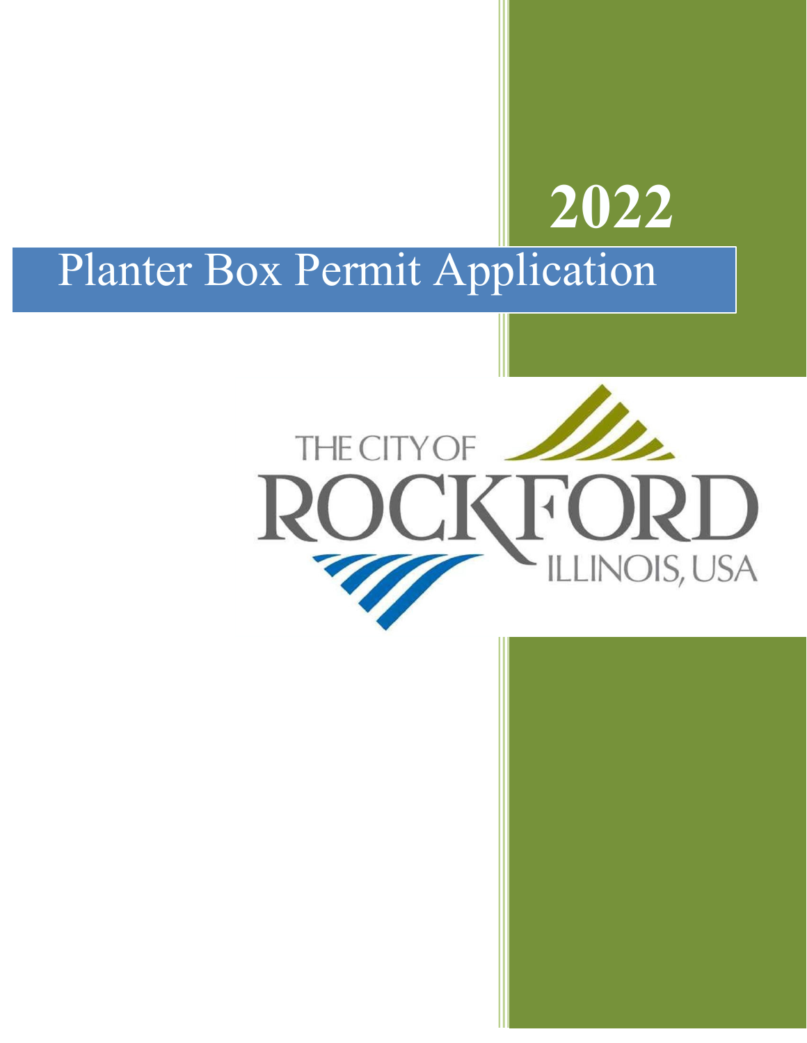# 2022

# Planter Box Permit Application

THE CITY OF

ROCKFORD

ILLINOIS, USA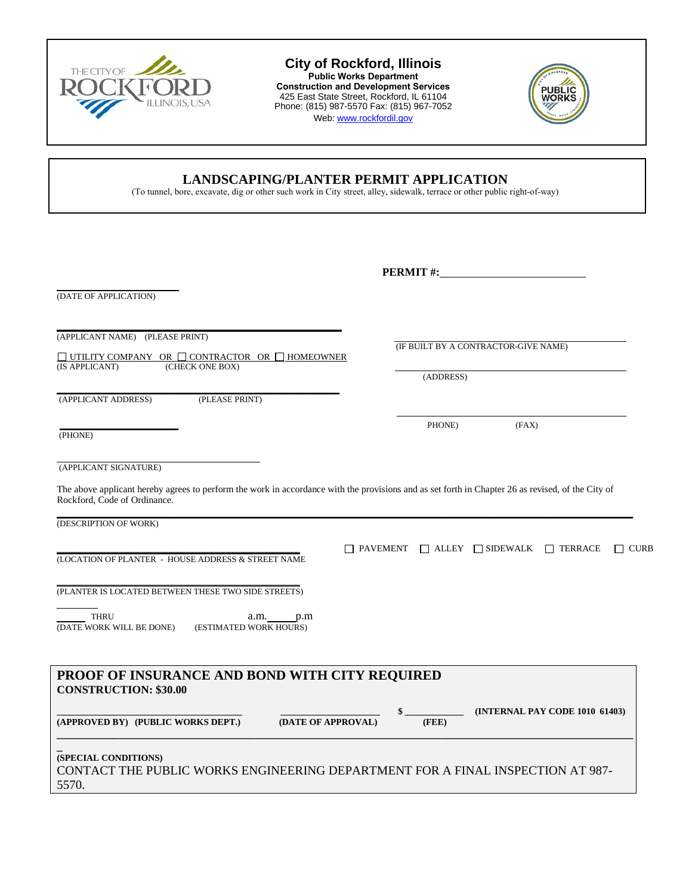# City of Rockford, Illinois

**Public Works Department**
**Construction and Development Services**
425 East State Street, Rockford, IL 61104
Phone: (815) 987-5570 Fax: (815) 967-7052
Web: www.rockfordil.gov

## LANDSCAPING/PLANTER PERMIT APPLICATION

(To tunnel, bore, excavate, dig or other such work in City street, alley, sidewalk, terrace or other public right-of-way)

**PERMIT #:** ____________________

____________________
(DATE OF APPLICATION)

____________________
(APPLICANT NAME) (PLEASE PRINT)

☐ UTILITY COMPANY OR ☐ CONTRACTOR OR ☐ HOMEOWNER
(IS APPLICANT) (CHECK ONE BOX)

____________________
(APPLICANT ADDRESS) (PLEASE PRINT)

____________________
(PHONE)

____________________
(APPLICANT SIGNATURE)

____________________
(IF BUILT BY A CONTRACTOR-GIVE NAME)

____________________
(ADDRESS)

____________________
PHONE) (FAX)

The above applicant hereby agrees to perform the work in accordance with the provisions and as set forth in Chapter 26 as revised, of the City of Rockford, Code of Ordinance.

____________________
(DESCRIPTION OF WORK)

____________________
(LOCATION OF PLANTER - HOUSE ADDRESS & STREET NAME

☐ PAVEMENT ☐ ALLEY ☐ SIDEWALK ☐ TERRACE ☐ CURB

____________________
(PLANTER IS LOCATED BETWEEN THESE TWO SIDE STREETS)

______ THRU ______ a.m.______p.m
(DATE WORK WILL BE DONE) (ESTIMATED WORK HOURS)

## PROOF OF INSURANCE AND BOND WITH CITY REQUIRED

**CONSTRUCTION: $30.00**

____________________ ____________________ $ ____________ **(INTERNAL PAY CODE 1010 61403)**
**(APPROVED BY) (PUBLIC WORKS DEPT.)** **(DATE OF APPROVAL)** **(FEE)**

____________________
**(SPECIAL CONDITIONS)**

CONTACT THE PUBLIC WORKS ENGINEERING DEPARTMENT FOR A FINAL INSPECTION AT 987-5570.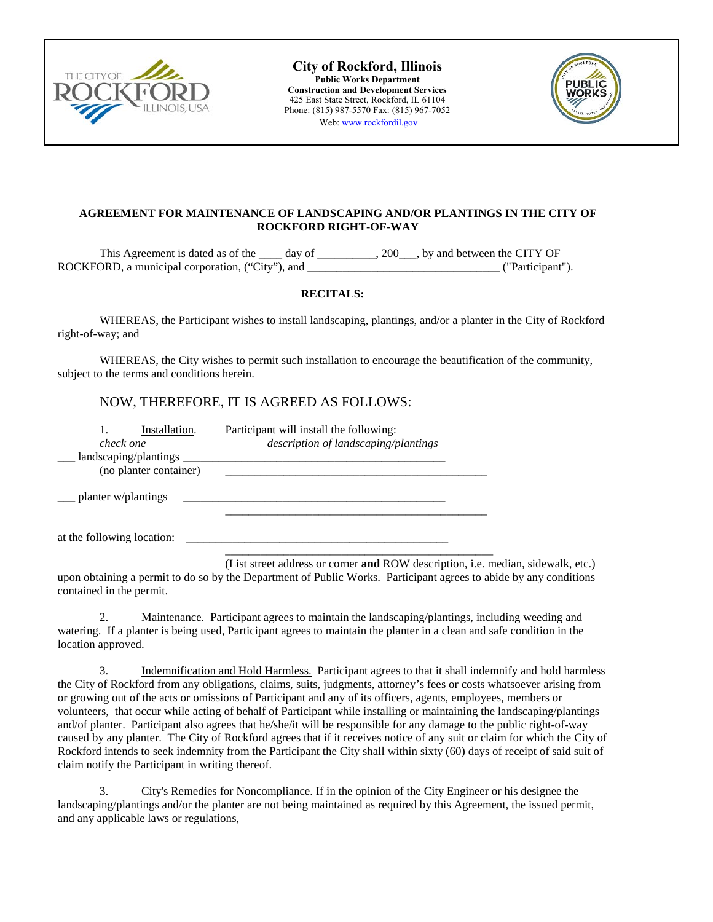**City of Rockford, Illinois**
**Public Works Department**
**Construction and Development Services**
425 East State Street, Rockford, IL 61104
Phone: (815) 987-5570 Fax: (815) 967-7052
Web: www.rockfordil.gov

**AGREEMENT FOR MAINTENANCE OF LANDSCAPING AND/OR PLANTINGS IN THE CITY OF ROCKFORD RIGHT-OF-WAY**

This Agreement is dated as of the ____ day of __________, 200___, by and between the CITY OF ROCKFORD, a municipal corporation, ("City"), and ________________________________ ("Participant").

**RECITALS:**

WHEREAS, the Participant wishes to install landscaping, plantings, and/or a planter in the City of Rockford right-of-way; and

WHEREAS, the City wishes to permit such installation to encourage the beautification of the community, subject to the terms and conditions herein.

NOW, THEREFORE, IT IS AGREED AS FOLLOWS:

1. Installation. Participant will install the following:

*check one* — *description of landscaping/plantings*

___ landscaping/plantings ______________________________________________
(no planter container) ______________________________________________

___ planter w/plantings ______________________________________________
______________________________________________

at the following location: ______________________________________________
______________________________________________
(List street address or corner **and** ROW description, i.e. median, sidewalk, etc.)

upon obtaining a permit to do so by the Department of Public Works. Participant agrees to abide by any conditions contained in the permit.

2. Maintenance. Participant agrees to maintain the landscaping/plantings, including weeding and watering. If a planter is being used, Participant agrees to maintain the planter in a clean and safe condition in the location approved.

3. Indemnification and Hold Harmless. Participant agrees to that it shall indemnify and hold harmless the City of Rockford from any obligations, claims, suits, judgments, attorney's fees or costs whatsoever arising from or growing out of the acts or omissions of Participant and any of its officers, agents, employees, members or volunteers, that occur while acting of behalf of Participant while installing or maintaining the landscaping/plantings and/of planter. Participant also agrees that he/she/it will be responsible for any damage to the public right-of-way caused by any planter. The City of Rockford agrees that if it receives notice of any suit or claim for which the City of Rockford intends to seek indemnity from the Participant the City shall within sixty (60) days of receipt of said suit of claim notify the Participant in writing thereof.

3. City's Remedies for Noncompliance. If in the opinion of the City Engineer or his designee the landscaping/plantings and/or the planter are not being maintained as required by this Agreement, the issued permit, and any applicable laws or regulations,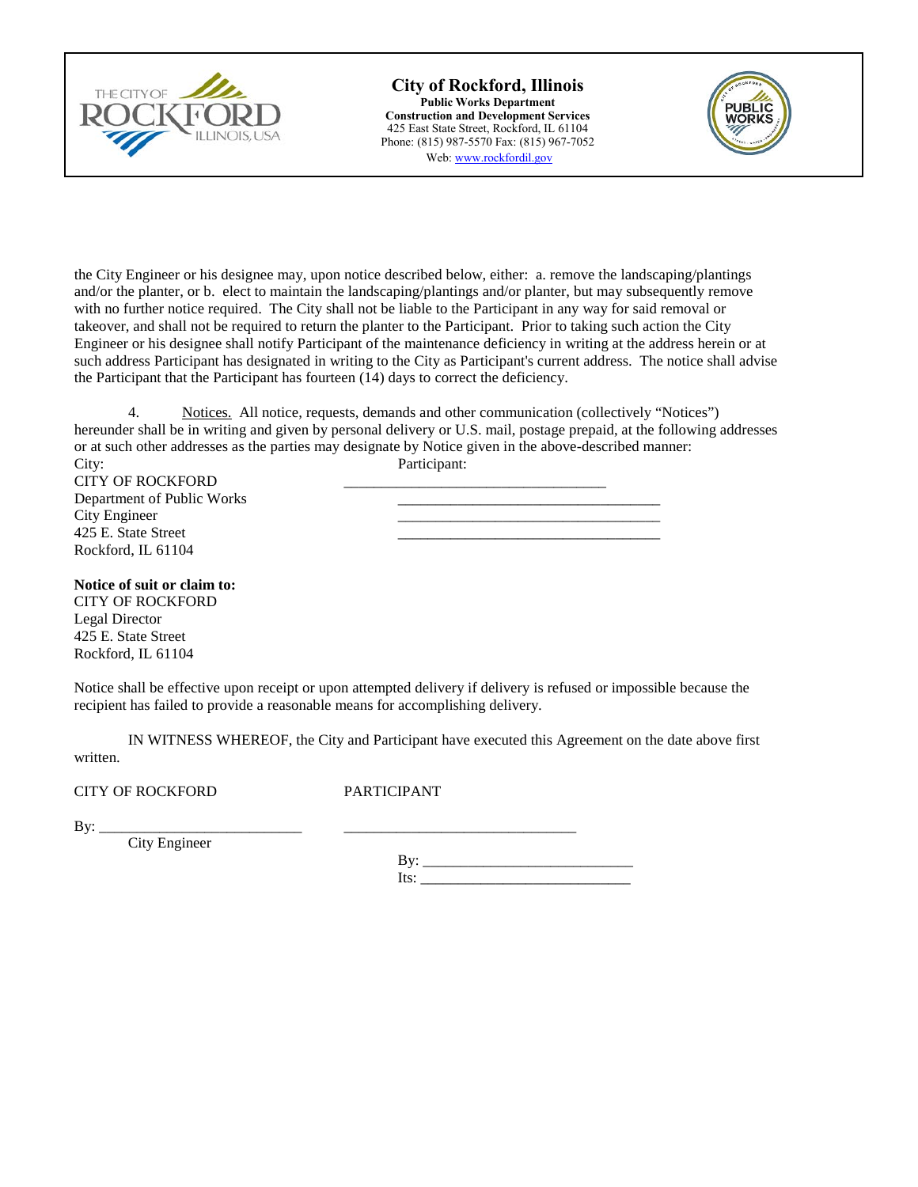the City Engineer or his designee may, upon notice described below, either: a. remove the landscaping/plantings and/or the planter, or b. elect to maintain the landscaping/plantings and/or planter, but may subsequently remove with no further notice required. The City shall not be liable to the Participant in any way for said removal or takeover, and shall not be required to return the planter to the Participant. Prior to taking such action the City Engineer or his designee shall notify Participant of the maintenance deficiency in writing at the address herein or at such address Participant has designated in writing to the City as Participant's current address. The notice shall advise the Participant that the Participant has fourteen (14) days to correct the deficiency.

4. Notices. All notice, requests, demands and other communication (collectively "Notices") hereunder shall be in writing and given by personal delivery or U.S. mail, postage prepaid, at the following addresses or at such other addresses as the parties may designate by Notice given in the above-described manner:

City:
CITY OF ROCKFORD
Department of Public Works
City Engineer
425 E. State Street
Rockford, IL 61104

Participant:
___________________________________
___________________________________
___________________________________
___________________________________

**Notice of suit or claim to:**
CITY OF ROCKFORD
Legal Director
425 E. State Street
Rockford, IL 61104

Notice shall be effective upon receipt or upon attempted delivery if delivery is refused or impossible because the recipient has failed to provide a reasonable means for accomplishing delivery.

IN WITNESS WHEREOF, the City and Participant have executed this Agreement on the date above first written.

CITY OF ROCKFORD

By: ___________________________
City Engineer

PARTICIPANT

_______________________________

By: ___________________________
Its: ___________________________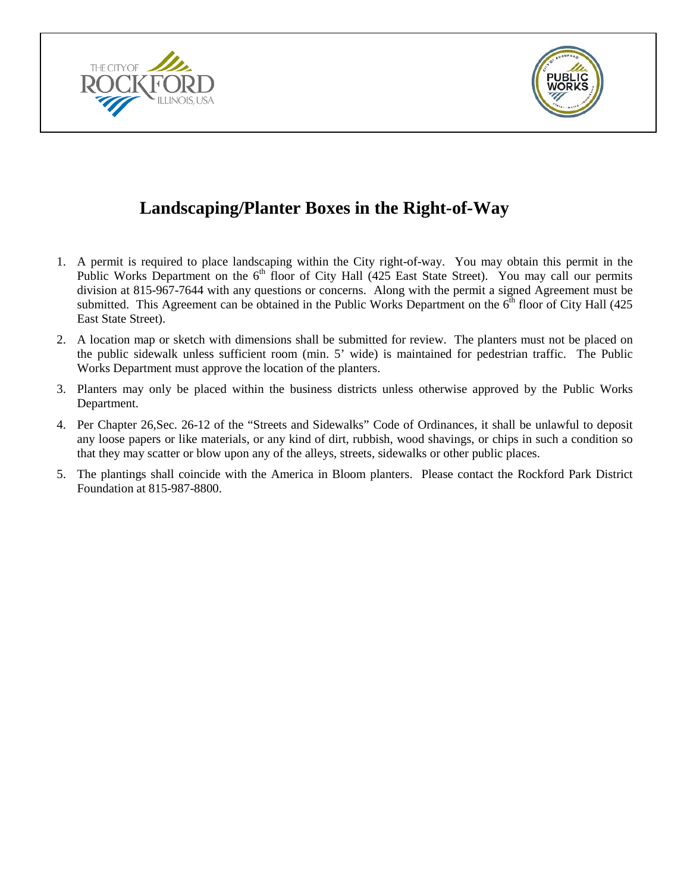# Landscaping/Planter Boxes in the Right-of-Way

1. A permit is required to place landscaping within the City right-of-way. You may obtain this permit in the Public Works Department on the 6th floor of City Hall (425 East State Street). You may call our permits division at 815-967-7644 with any questions or concerns. Along with the permit a signed Agreement must be submitted. This Agreement can be obtained in the Public Works Department on the 6th floor of City Hall (425 East State Street).
2. A location map or sketch with dimensions shall be submitted for review. The planters must not be placed on the public sidewalk unless sufficient room (min. 5' wide) is maintained for pedestrian traffic. The Public Works Department must approve the location of the planters.
3. Planters may only be placed within the business districts unless otherwise approved by the Public Works Department.
4. Per Chapter 26,Sec. 26-12 of the "Streets and Sidewalks" Code of Ordinances, it shall be unlawful to deposit any loose papers or like materials, or any kind of dirt, rubbish, wood shavings, or chips in such a condition so that they may scatter or blow upon any of the alleys, streets, sidewalks or other public places.
5. The plantings shall coincide with the America in Bloom planters. Please contact the Rockford Park District Foundation at 815-987-8800.